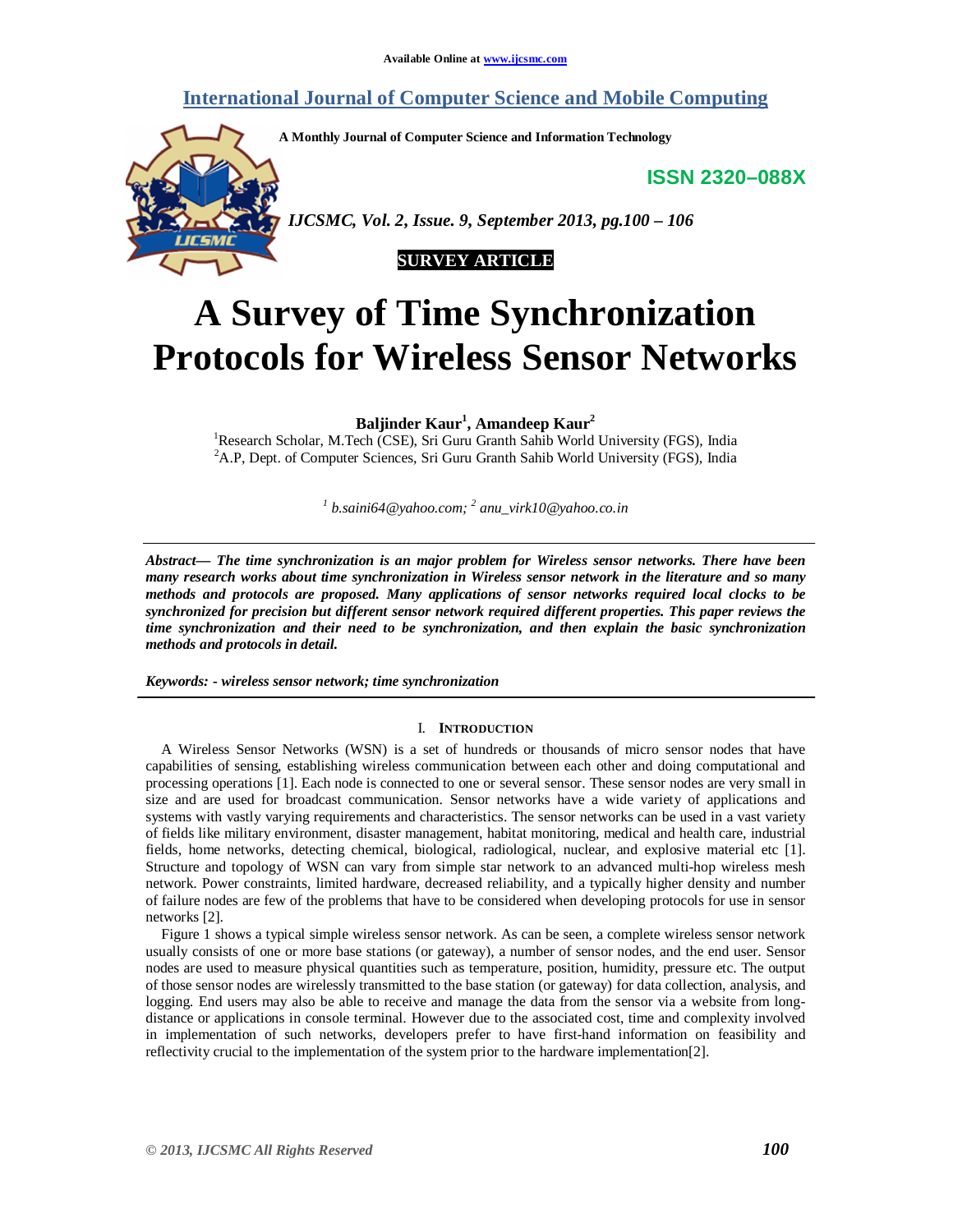Available Online at www.ijcsmc.com

# International Journal of Computer Science and Mobile Computing

A Monthly Journal of Computer Science and Information Technology

ISSN 2320–088X

*IJCSMC, Vol. 2, Issue. 9, September 2013, pg.100 – 106*

**SURVEY ARTICLE**

# A Survey of Time Synchronization Protocols for Wireless Sensor Networks

**Baljinder Kaur[1], Amandeep Kaur[2]**

[1]Research Scholar, M.Tech (CSE), Sri Guru Granth Sahib World University (FGS), India
[2]A.P, Dept. of Computer Sciences, Sri Guru Granth Sahib World University (FGS), India

*[1] b.saini64@yahoo.com; [2] anu_virk10@yahoo.co.in*

***Abstract— The time synchronization is an major problem for Wireless sensor networks. There have been many research works about time synchronization in Wireless sensor network in the literature and so many methods and protocols are proposed. Many applications of sensor networks required local clocks to be synchronized for precision but different sensor network required different properties. This paper reviews the time synchronization and their need to be synchronization, and then explain the basic synchronization methods and protocols in detail.***

***Keywords: - wireless sensor network; time synchronization***

## I. Introduction

A Wireless Sensor Networks (WSN) is a set of hundreds or thousands of micro sensor nodes that have capabilities of sensing, establishing wireless communication between each other and doing computational and processing operations [1]. Each node is connected to one or several sensor. These sensor nodes are very small in size and are used for broadcast communication. Sensor networks have a wide variety of applications and systems with vastly varying requirements and characteristics. The sensor networks can be used in a vast variety of fields like military environment, disaster management, habitat monitoring, medical and health care, industrial fields, home networks, detecting chemical, biological, radiological, nuclear, and explosive material etc [1]. Structure and topology of WSN can vary from simple star network to an advanced multi-hop wireless mesh network. Power constraints, limited hardware, decreased reliability, and a typically higher density and number of failure nodes are few of the problems that have to be considered when developing protocols for use in sensor networks [2].

Figure 1 shows a typical simple wireless sensor network. As can be seen, a complete wireless sensor network usually consists of one or more base stations (or gateway), a number of sensor nodes, and the end user. Sensor nodes are used to measure physical quantities such as temperature, position, humidity, pressure etc. The output of those sensor nodes are wirelessly transmitted to the base station (or gateway) for data collection, analysis, and logging. End users may also be able to receive and manage the data from the sensor via a website from long-distance or applications in console terminal. However due to the associated cost, time and complexity involved in implementation of such networks, developers prefer to have first-hand information on feasibility and reflectivity crucial to the implementation of the system prior to the hardware implementation[2].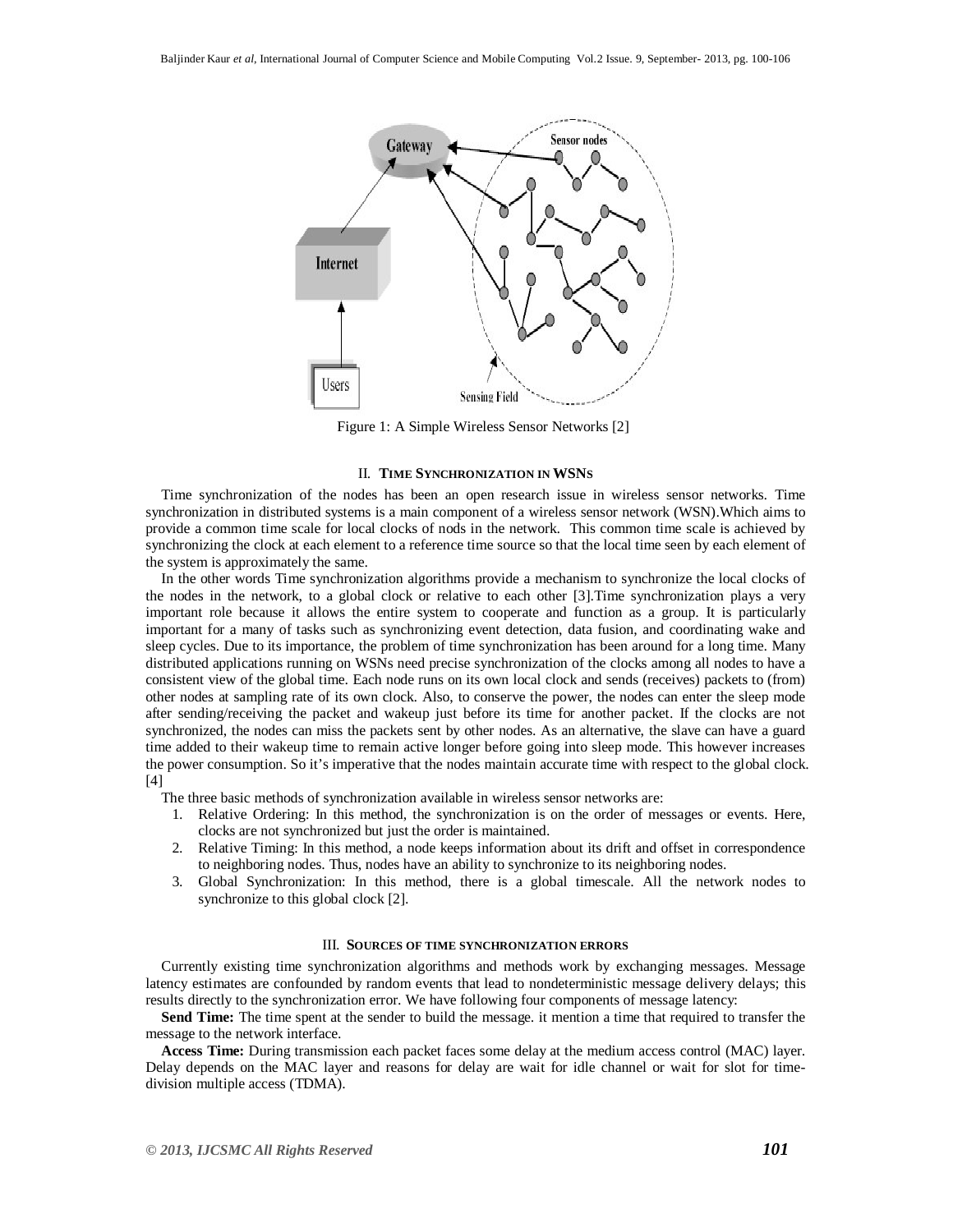Figure 1: A Simple Wireless Sensor Networks [2]

## II. TIME SYNCHRONIZATION IN WSNS

Time synchronization of the nodes has been an open research issue in wireless sensor networks. Time synchronization in distributed systems is a main component of a wireless sensor network (WSN).Which aims to provide a common time scale for local clocks of nods in the network. This common time scale is achieved by synchronizing the clock at each element to a reference time source so that the local time seen by each element of the system is approximately the same.

In the other words Time synchronization algorithms provide a mechanism to synchronize the local clocks of the nodes in the network, to a global clock or relative to each other [3].Time synchronization plays a very important role because it allows the entire system to cooperate and function as a group. It is particularly important for a many of tasks such as synchronizing event detection, data fusion, and coordinating wake and sleep cycles. Due to its importance, the problem of time synchronization has been around for a long time. Many distributed applications running on WSNs need precise synchronization of the clocks among all nodes to have a consistent view of the global time. Each node runs on its own local clock and sends (receives) packets to (from) other nodes at sampling rate of its own clock. Also, to conserve the power, the nodes can enter the sleep mode after sending/receiving the packet and wakeup just before its time for another packet. If the clocks are not synchronized, the nodes can miss the packets sent by other nodes. As an alternative, the slave can have a guard time added to their wakeup time to remain active longer before going into sleep mode. This however increases the power consumption. So it's imperative that the nodes maintain accurate time with respect to the global clock. [4]

The three basic methods of synchronization available in wireless sensor networks are:

1. Relative Ordering: In this method, the synchronization is on the order of messages or events. Here, clocks are not synchronized but just the order is maintained.
2. Relative Timing: In this method, a node keeps information about its drift and offset in correspondence to neighboring nodes. Thus, nodes have an ability to synchronize to its neighboring nodes.
3. Global Synchronization: In this method, there is a global timescale. All the network nodes to synchronize to this global clock [2].

## III. SOURCES OF TIME SYNCHRONIZATION ERRORS

Currently existing time synchronization algorithms and methods work by exchanging messages. Message latency estimates are confounded by random events that lead to nondeterministic message delivery delays; this results directly to the synchronization error. We have following four components of message latency:

**Send Time:** The time spent at the sender to build the message. it mention a time that required to transfer the message to the network interface.

**Access Time:** During transmission each packet faces some delay at the medium access control (MAC) layer. Delay depends on the MAC layer and reasons for delay are wait for idle channel or wait for slot for time-division multiple access (TDMA).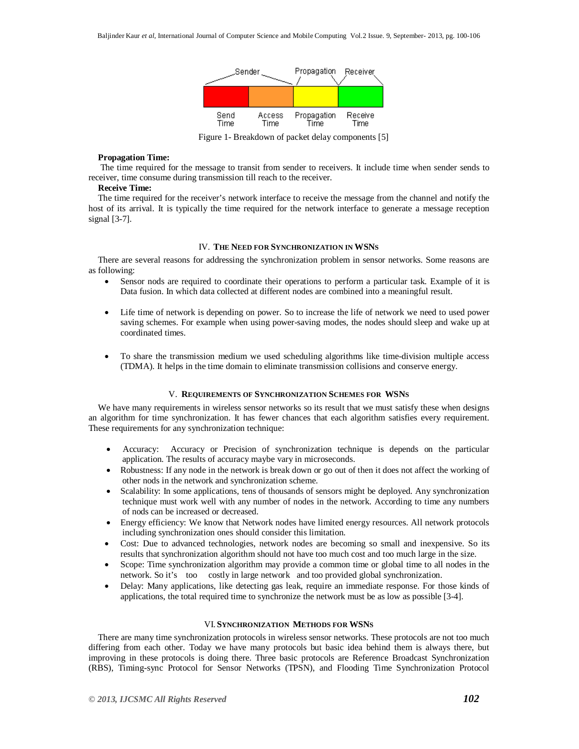Figure 1- Breakdown of packet delay components [5]

**Propagation Time:**

The time required for the message to transit from sender to receivers. It include time when sender sends to receiver, time consume during transmission till reach to the receiver.

**Receive Time:**

The time required for the receiver's network interface to receive the message from the channel and notify the host of its arrival. It is typically the time required for the network interface to generate a message reception signal [3-7].

## IV. THE NEED FOR SYNCHRONIZATION IN WSNS

There are several reasons for addressing the synchronization problem in sensor networks. Some reasons are as following:

- Sensor nods are required to coordinate their operations to perform a particular task. Example of it is Data fusion. In which data collected at different nodes are combined into a meaningful result.
- Life time of network is depending on power. So to increase the life of network we need to used power saving schemes. For example when using power-saving modes, the nodes should sleep and wake up at coordinated times.
- To share the transmission medium we used scheduling algorithms like time-division multiple access (TDMA). It helps in the time domain to eliminate transmission collisions and conserve energy.

## V. REQUIREMENTS OF SYNCHRONIZATION SCHEMES FOR WSNS

We have many requirements in wireless sensor networks so its result that we must satisfy these when designs an algorithm for time synchronization. It has fewer chances that each algorithm satisfies every requirement. These requirements for any synchronization technique:

- Accuracy: Accuracy or Precision of synchronization technique is depends on the particular application. The results of accuracy maybe vary in microseconds.
- Robustness: If any node in the network is break down or go out of then it does not affect the working of other nods in the network and synchronization scheme.
- Scalability: In some applications, tens of thousands of sensors might be deployed. Any synchronization technique must work well with any number of nodes in the network. According to time any numbers of nods can be increased or decreased.
- Energy efficiency: We know that Network nodes have limited energy resources. All network protocols including synchronization ones should consider this limitation.
- Cost: Due to advanced technologies, network nodes are becoming so small and inexpensive. So its results that synchronization algorithm should not have too much cost and too much large in the size.
- Scope: Time synchronization algorithm may provide a common time or global time to all nodes in the network. So it's too costly in large network and too provided global synchronization.
- Delay: Many applications, like detecting gas leak, require an immediate response. For those kinds of applications, the total required time to synchronize the network must be as low as possible [3-4].

## VI. SYNCHRONIZATION METHODS FOR WSNS

There are many time synchronization protocols in wireless sensor networks. These protocols are not too much differing from each other. Today we have many protocols but basic idea behind them is always there, but improving in these protocols is doing there. Three basic protocols are Reference Broadcast Synchronization (RBS), Timing-sync Protocol for Sensor Networks (TPSN), and Flooding Time Synchronization Protocol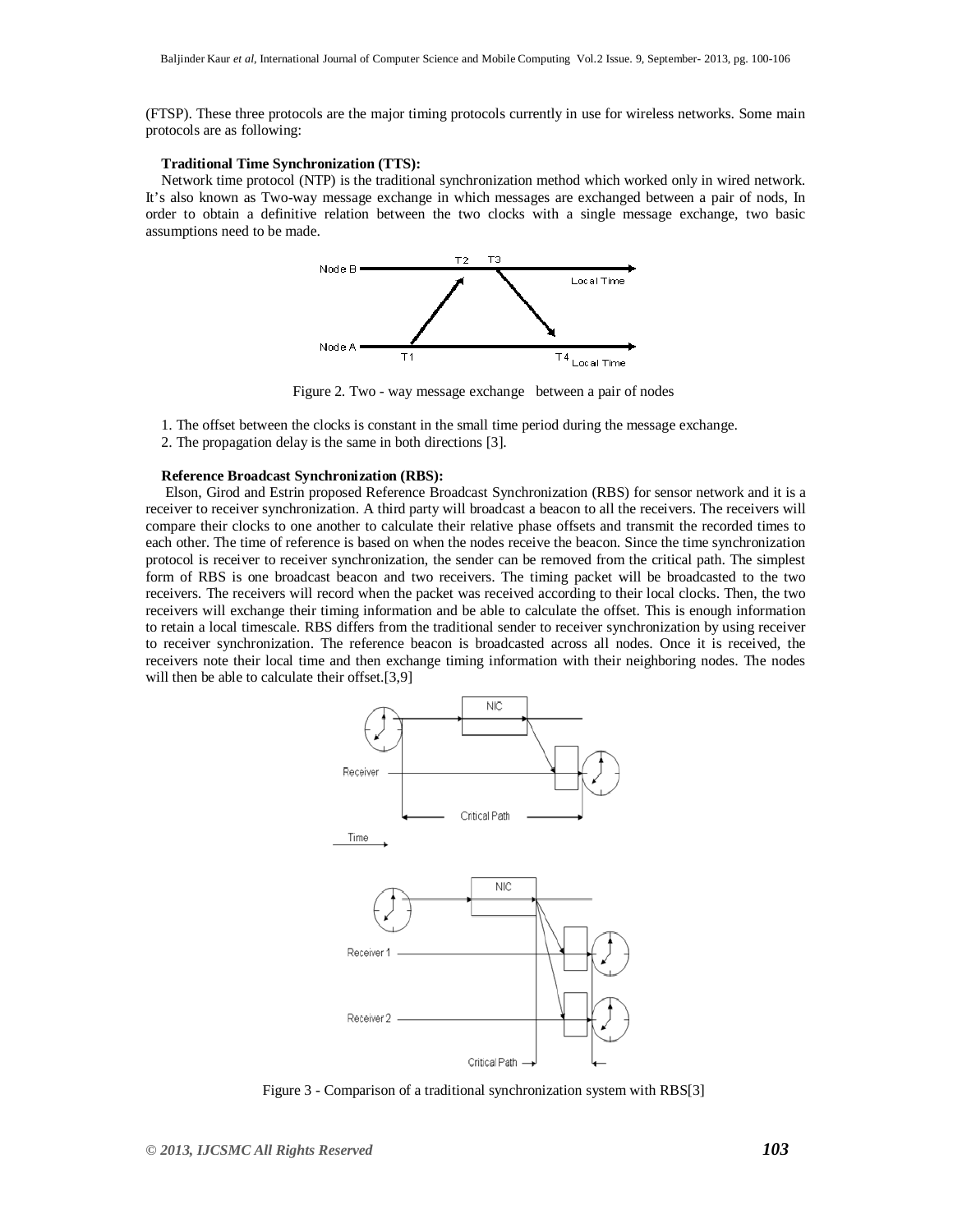(FTSP). These three protocols are the major timing protocols currently in use for wireless networks. Some main protocols are as following:

**Traditional Time Synchronization (TTS):**

Network time protocol (NTP) is the traditional synchronization method which worked only in wired network. It's also known as Two-way message exchange in which messages are exchanged between a pair of nods, In order to obtain a definitive relation between the two clocks with a single message exchange, two basic assumptions need to be made.

Figure 2. Two - way message exchange between a pair of nodes

1. The offset between the clocks is constant in the small time period during the message exchange.
2. The propagation delay is the same in both directions [3].

**Reference Broadcast Synchronization (RBS):**

Elson, Girod and Estrin proposed Reference Broadcast Synchronization (RBS) for sensor network and it is a receiver to receiver synchronization. A third party will broadcast a beacon to all the receivers. The receivers will compare their clocks to one another to calculate their relative phase offsets and transmit the recorded times to each other. The time of reference is based on when the nodes receive the beacon. Since the time synchronization protocol is receiver to receiver synchronization, the sender can be removed from the critical path. The simplest form of RBS is one broadcast beacon and two receivers. The timing packet will be broadcasted to the two receivers. The receivers will record when the packet was received according to their local clocks. Then, the two receivers will exchange their timing information and be able to calculate the offset. This is enough information to retain a local timescale. RBS differs from the traditional sender to receiver synchronization by using receiver to receiver synchronization. The reference beacon is broadcasted across all nodes. Once it is received, the receivers note their local time and then exchange timing information with their neighboring nodes. The nodes will then be able to calculate their offset.[3,9]

Figure 3 - Comparison of a traditional synchronization system with RBS[3]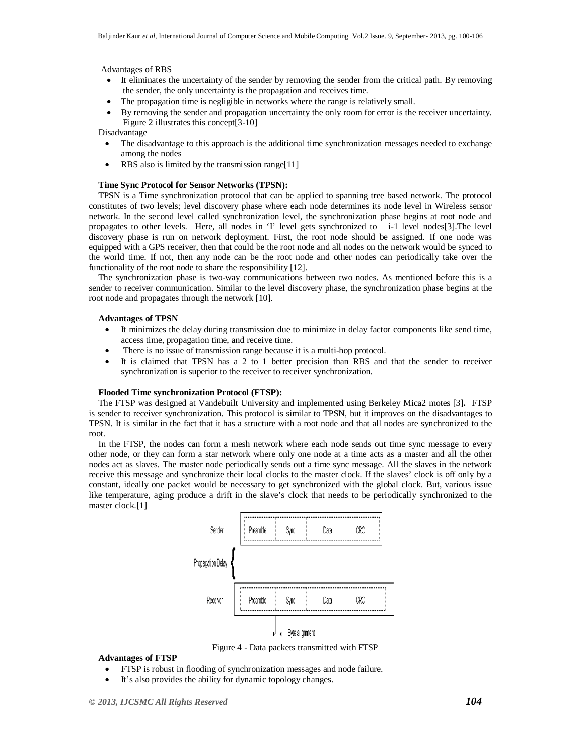Advantages of RBS

- It eliminates the uncertainty of the sender by removing the sender from the critical path. By removing the sender, the only uncertainty is the propagation and receives time.
- The propagation time is negligible in networks where the range is relatively small.
- By removing the sender and propagation uncertainty the only room for error is the receiver uncertainty. Figure 2 illustrates this concept[3-10]

Disadvantage

- The disadvantage to this approach is the additional time synchronization messages needed to exchange among the nodes
- RBS also is limited by the transmission range[11]

**Time Sync Protocol for Sensor Networks (TPSN):**

TPSN is a Time synchronization protocol that can be applied to spanning tree based network. The protocol constitutes of two levels; level discovery phase where each node determines its node level in Wireless sensor network. In the second level called synchronization level, the synchronization phase begins at root node and propagates to other levels. Here, all nodes in 'I' level gets synchronized to i-1 level nodes[3].The level discovery phase is run on network deployment. First, the root node should be assigned. If one node was equipped with a GPS receiver, then that could be the root node and all nodes on the network would be synced to the world time. If not, then any node can be the root node and other nodes can periodically take over the functionality of the root node to share the responsibility [12].

The synchronization phase is two-way communications between two nodes. As mentioned before this is a sender to receiver communication. Similar to the level discovery phase, the synchronization phase begins at the root node and propagates through the network [10].

**Advantages of TPSN**

- It minimizes the delay during transmission due to minimize in delay factor components like send time, access time, propagation time, and receive time.
- There is no issue of transmission range because it is a multi-hop protocol.
- It is claimed that TPSN has a 2 to 1 better precision than RBS and that the sender to receiver synchronization is superior to the receiver to receiver synchronization.

**Flooded Time synchronization Protocol (FTSP):**

The FTSP was designed at Vandebuilt University and implemented using Berkeley Mica2 motes [3]**.** FTSP is sender to receiver synchronization. This protocol is similar to TPSN, but it improves on the disadvantages to TPSN. It is similar in the fact that it has a structure with a root node and that all nodes are synchronized to the root.

In the FTSP, the nodes can form a mesh network where each node sends out time sync message to every other node, or they can form a star network where only one node at a time acts as a master and all the other nodes act as slaves. The master node periodically sends out a time sync message. All the slaves in the network receive this message and synchronize their local clocks to the master clock. If the slaves' clock is off only by a constant, ideally one packet would be necessary to get synchronized with the global clock. But, various issue like temperature, aging produce a drift in the slave's clock that needs to be periodically synchronized to the master clock.[1]

Figure 4 - Data packets transmitted with FTSP

**Advantages of FTSP**

- FTSP is robust in flooding of synchronization messages and node failure.
- It's also provides the ability for dynamic topology changes.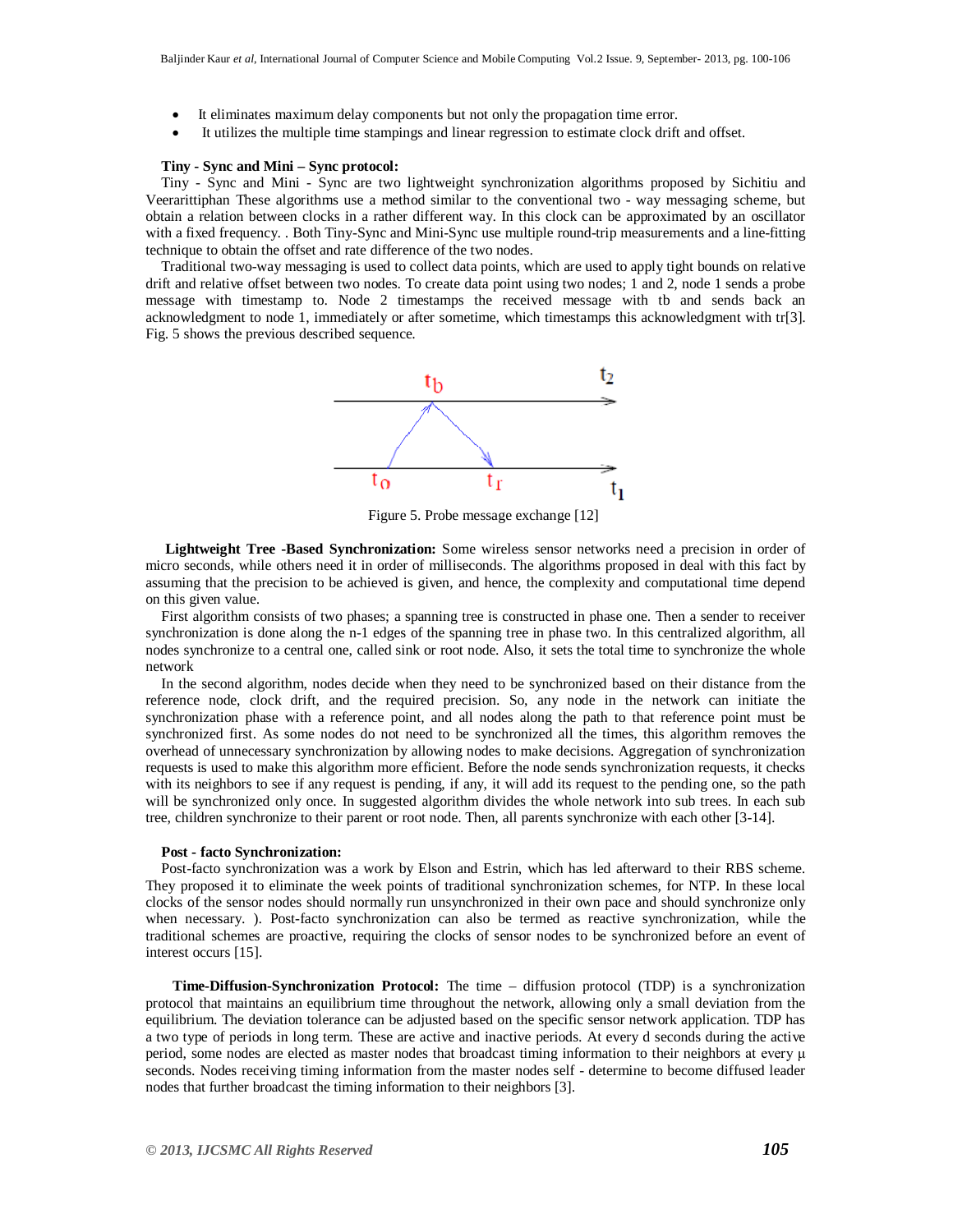- It eliminates maximum delay components but not only the propagation time error.
- It utilizes the multiple time stampings and linear regression to estimate clock drift and offset.

**Tiny - Sync and Mini – Sync protocol:**

Tiny - Sync and Mini - Sync are two lightweight synchronization algorithms proposed by Sichitiu and Veerarittiphan These algorithms use a method similar to the conventional two - way messaging scheme, but obtain a relation between clocks in a rather different way. In this clock can be approximated by an oscillator with a fixed frequency. . Both Tiny-Sync and Mini-Sync use multiple round-trip measurements and a line-fitting technique to obtain the offset and rate difference of the two nodes.

Traditional two-way messaging is used to collect data points, which are used to apply tight bounds on relative drift and relative offset between two nodes. To create data point using two nodes; 1 and 2, node 1 sends a probe message with timestamp to. Node 2 timestamps the received message with tb and sends back an acknowledgment to node 1, immediately or after sometime, which timestamps this acknowledgment with tr[3]. Fig. 5 shows the previous described sequence.

Figure 5. Probe message exchange [12]

**Lightweight Tree -Based Synchronization:** Some wireless sensor networks need a precision in order of micro seconds, while others need it in order of milliseconds. The algorithms proposed in deal with this fact by assuming that the precision to be achieved is given, and hence, the complexity and computational time depend on this given value.

First algorithm consists of two phases; a spanning tree is constructed in phase one. Then a sender to receiver synchronization is done along the n-1 edges of the spanning tree in phase two. In this centralized algorithm, all nodes synchronize to a central one, called sink or root node. Also, it sets the total time to synchronize the whole network

In the second algorithm, nodes decide when they need to be synchronized based on their distance from the reference node, clock drift, and the required precision. So, any node in the network can initiate the synchronization phase with a reference point, and all nodes along the path to that reference point must be synchronized first. As some nodes do not need to be synchronized all the times, this algorithm removes the overhead of unnecessary synchronization by allowing nodes to make decisions. Aggregation of synchronization requests is used to make this algorithm more efficient. Before the node sends synchronization requests, it checks with its neighbors to see if any request is pending, if any, it will add its request to the pending one, so the path will be synchronized only once. In suggested algorithm divides the whole network into sub trees. In each sub tree, children synchronize to their parent or root node. Then, all parents synchronize with each other [3-14].

**Post - facto Synchronization:**

Post-facto synchronization was a work by Elson and Estrin, which has led afterward to their RBS scheme. They proposed it to eliminate the week points of traditional synchronization schemes, for NTP. In these local clocks of the sensor nodes should normally run unsynchronized in their own pace and should synchronize only when necessary. ). Post-facto synchronization can also be termed as reactive synchronization, while the traditional schemes are proactive, requiring the clocks of sensor nodes to be synchronized before an event of interest occurs [15].

**Time-Diffusion-Synchronization Protocol:** The time – diffusion protocol (TDP) is a synchronization protocol that maintains an equilibrium time throughout the network, allowing only a small deviation from the equilibrium. The deviation tolerance can be adjusted based on the specific sensor network application. TDP has a two type of periods in long term. These are active and inactive periods. At every d seconds during the active period, some nodes are elected as master nodes that broadcast timing information to their neighbors at every μ seconds. Nodes receiving timing information from the master nodes self - determine to become diffused leader nodes that further broadcast the timing information to their neighbors [3].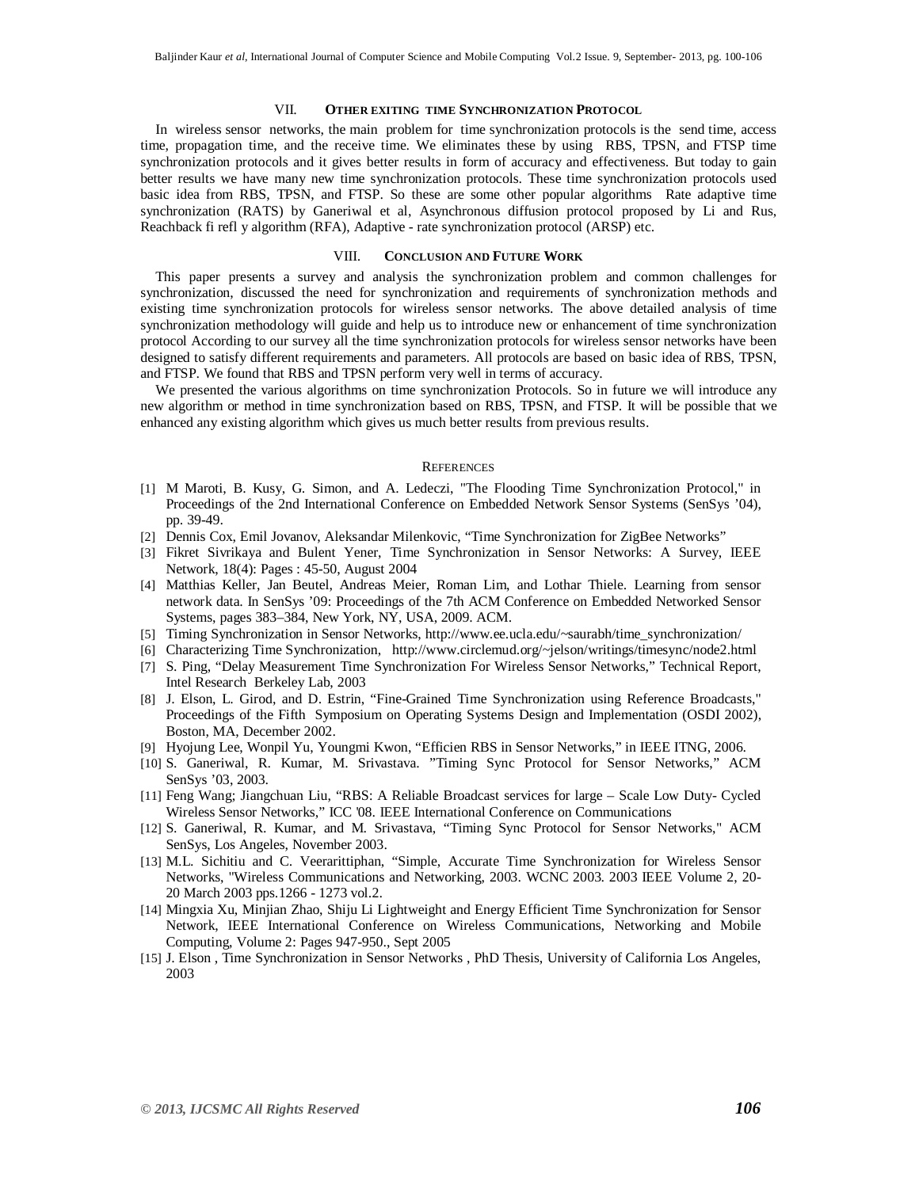## VII. OTHER EXITING TIME SYNCHRONIZATION PROTOCOL

In wireless sensor networks, the main problem for time synchronization protocols is the send time, access time, propagation time, and the receive time. We eliminates these by using RBS, TPSN, and FTSP time synchronization protocols and it gives better results in form of accuracy and effectiveness. But today to gain better results we have many new time synchronization protocols. These time synchronization protocols used basic idea from RBS, TPSN, and FTSP. So these are some other popular algorithms Rate adaptive time synchronization (RATS) by Ganeriwal et al, Asynchronous diffusion protocol proposed by Li and Rus, Reachback fi refl y algorithm (RFA), Adaptive - rate synchronization protocol (ARSP) etc.

## VIII. CONCLUSION AND FUTURE WORK

This paper presents a survey and analysis the synchronization problem and common challenges for synchronization, discussed the need for synchronization and requirements of synchronization methods and existing time synchronization protocols for wireless sensor networks. The above detailed analysis of time synchronization methodology will guide and help us to introduce new or enhancement of time synchronization protocol According to our survey all the time synchronization protocols for wireless sensor networks have been designed to satisfy different requirements and parameters. All protocols are based on basic idea of RBS, TPSN, and FTSP. We found that RBS and TPSN perform very well in terms of accuracy.

We presented the various algorithms on time synchronization Protocols. So in future we will introduce any new algorithm or method in time synchronization based on RBS, TPSN, and FTSP. It will be possible that we enhanced any existing algorithm which gives us much better results from previous results.

## REFERENCES

[1] M Maroti, B. Kusy, G. Simon, and A. Ledeczi, "The Flooding Time Synchronization Protocol," in Proceedings of the 2nd International Conference on Embedded Network Sensor Systems (SenSys '04), pp. 39-49.

[2] Dennis Cox, Emil Jovanov, Aleksandar Milenkovic, "Time Synchronization for ZigBee Networks"

[3] Fikret Sivrikaya and Bulent Yener, Time Synchronization in Sensor Networks: A Survey, IEEE Network, 18(4): Pages : 45-50, August 2004

[4] Matthias Keller, Jan Beutel, Andreas Meier, Roman Lim, and Lothar Thiele. Learning from sensor network data. In SenSys '09: Proceedings of the 7th ACM Conference on Embedded Networked Sensor Systems, pages 383–384, New York, NY, USA, 2009. ACM.

[5] Timing Synchronization in Sensor Networks, http://www.ee.ucla.edu/~saurabh/time_synchronization/

[6] Characterizing Time Synchronization, http://www.circlemud.org/~jelson/writings/timesync/node2.html

[7] S. Ping, "Delay Measurement Time Synchronization For Wireless Sensor Networks," Technical Report, Intel Research Berkeley Lab, 2003

[8] J. Elson, L. Girod, and D. Estrin, "Fine-Grained Time Synchronization using Reference Broadcasts," Proceedings of the Fifth Symposium on Operating Systems Design and Implementation (OSDI 2002), Boston, MA, December 2002.

[9] Hyojung Lee, Wonpil Yu, Youngmi Kwon, "Efficien RBS in Sensor Networks," in IEEE ITNG, 2006.

[10] S. Ganeriwal, R. Kumar, M. Srivastava. "Timing Sync Protocol for Sensor Networks," ACM SenSys '03, 2003.

[11] Feng Wang; Jiangchuan Liu, "RBS: A Reliable Broadcast services for large – Scale Low Duty- Cycled Wireless Sensor Networks," ICC '08. IEEE International Conference on Communications

[12] S. Ganeriwal, R. Kumar, and M. Srivastava, "Timing Sync Protocol for Sensor Networks," ACM SenSys, Los Angeles, November 2003.

[13] M.L. Sichitiu and C. Veerarittiphan, "Simple, Accurate Time Synchronization for Wireless Sensor Networks, "Wireless Communications and Networking, 2003. WCNC 2003. 2003 IEEE Volume 2, 20-20 March 2003 pps.1266 - 1273 vol.2.

[14] Mingxia Xu, Minjian Zhao, Shiju Li Lightweight and Energy Efficient Time Synchronization for Sensor Network, IEEE International Conference on Wireless Communications, Networking and Mobile Computing, Volume 2: Pages 947-950., Sept 2005

[15] J. Elson , Time Synchronization in Sensor Networks , PhD Thesis, University of California Los Angeles, 2003